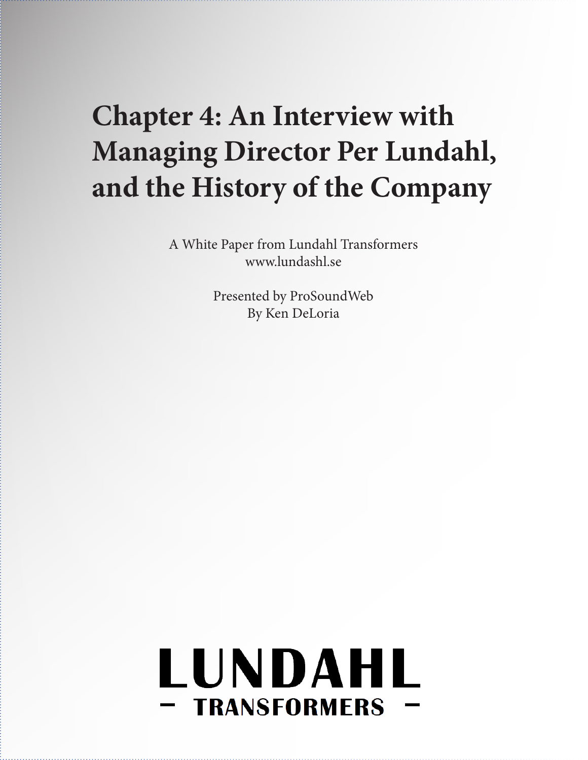# Chapter 4: An Interview with Managing Director Per Lundahl, and the History of the Company

A White Paper from Lundahl Transformers
www.lundashl.se

Presented by ProSoundWeb
By Ken DeLoria

LUNDAHL

– TRANSFORMERS –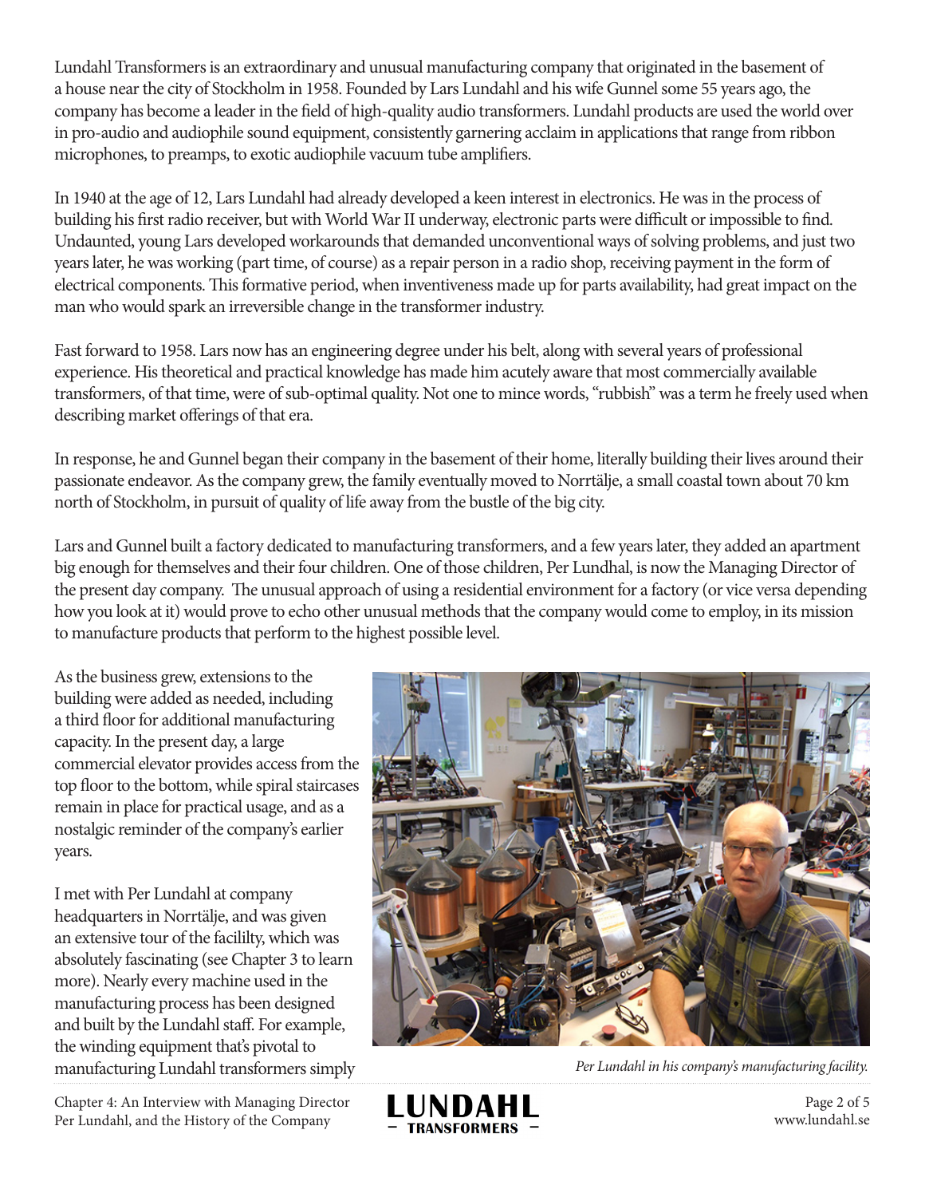Lundahl Transformers is an extraordinary and unusual manufacturing company that originated in the basement of a house near the city of Stockholm in 1958. Founded by Lars Lundahl and his wife Gunnel some 55 years ago, the company has become a leader in the field of high-quality audio transformers. Lundahl products are used the world over in pro-audio and audiophile sound equipment, consistently garnering acclaim in applications that range from ribbon microphones, to preamps, to exotic audiophile vacuum tube amplifiers.

In 1940 at the age of 12, Lars Lundahl had already developed a keen interest in electronics. He was in the process of building his first radio receiver, but with World War II underway, electronic parts were difficult or impossible to find. Undaunted, young Lars developed workarounds that demanded unconventional ways of solving problems, and just two years later, he was working (part time, of course) as a repair person in a radio shop, receiving payment in the form of electrical components. This formative period, when inventiveness made up for parts availability, had great impact on the man who would spark an irreversible change in the transformer industry.

Fast forward to 1958. Lars now has an engineering degree under his belt, along with several years of professional experience. His theoretical and practical knowledge has made him acutely aware that most commercially available transformers, of that time, were of sub-optimal quality. Not one to mince words, "rubbish" was a term he freely used when describing market offerings of that era.

In response, he and Gunnel began their company in the basement of their home, literally building their lives around their passionate endeavor. As the company grew, the family eventually moved to Norrtälje, a small coastal town about 70 km north of Stockholm, in pursuit of quality of life away from the bustle of the big city.

Lars and Gunnel built a factory dedicated to manufacturing transformers, and a few years later, they added an apartment big enough for themselves and their four children. One of those children, Per Lundhal, is now the Managing Director of the present day company. The unusual approach of using a residential environment for a factory (or vice versa depending how you look at it) would prove to echo other unusual methods that the company would come to employ, in its mission to manufacture products that perform to the highest possible level.

As the business grew, extensions to the building were added as needed, including a third floor for additional manufacturing capacity. In the present day, a large commercial elevator provides access from the top floor to the bottom, while spiral staircases remain in place for practical usage, and as a nostalgic reminder of the company's earlier years.

I met with Per Lundahl at company headquarters in Norrtälje, and was given an extensive tour of the facililty, which was absolutely fascinating (see Chapter 3 to learn more). Nearly every machine used in the manufacturing process has been designed and built by the Lundahl staff. For example, the winding equipment that's pivotal to manufacturing Lundahl transformers simply

*Per Lundahl in his company's manufacturing facility.*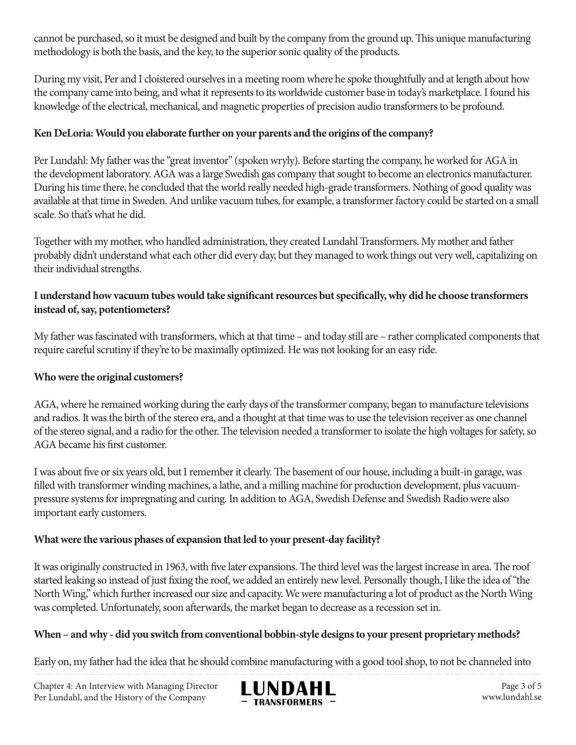cannot be purchased, so it must be designed and built by the company from the ground up. This unique manufacturing methodology is both the basis, and the key, to the superior sonic quality of the products.

During my visit, Per and I cloistered ourselves in a meeting room where he spoke thoughtfully and at length about how the company came into being, and what it represents to its worldwide customer base in today's marketplace. I found his knowledge of the electrical, mechanical, and magnetic properties of precision audio transformers to be profound.

**Ken DeLoria: Would you elaborate further on your parents and the origins of the company?**

Per Lundahl: My father was the "great inventor" (spoken wryly). Before starting the company, he worked for AGA in the development laboratory. AGA was a large Swedish gas company that sought to become an electronics manufacturer. During his time there, he concluded that the world really needed high-grade transformers. Nothing of good quality was available at that time in Sweden. And unlike vacuum tubes, for example, a transformer factory could be started on a small scale. So that's what he did.

Together with my mother, who handled administration, they created Lundahl Transformers. My mother and father probably didn't understand what each other did every day, but they managed to work things out very well, capitalizing on their individual strengths.

**I understand how vacuum tubes would take significant resources but specifically, why did he choose transformers instead of, say, potentiometers?**

My father was fascinated with transformers, which at that time – and today still are – rather complicated components that require careful scrutiny if they're to be maximally optimized. He was not looking for an easy ride.

**Who were the original customers?**

AGA, where he remained working during the early days of the transformer company, began to manufacture televisions and radios. It was the birth of the stereo era, and a thought at that time was to use the television receiver as one channel of the stereo signal, and a radio for the other. The television needed a transformer to isolate the high voltages for safety, so AGA became his first customer.

I was about five or six years old, but I remember it clearly. The basement of our house, including a built-in garage, was filled with transformer winding machines, a lathe, and a milling machine for production development, plus vacuum-pressure systems for impregnating and curing. In addition to AGA, Swedish Defense and Swedish Radio were also important early customers.

**What were the various phases of expansion that led to your present-day facility?**

It was originally constructed in 1963, with five later expansions. The third level was the largest increase in area. The roof started leaking so instead of just fixing the roof, we added an entirely new level. Personally though, I like the idea of "the North Wing," which further increased our size and capacity. We were manufacturing a lot of product as the North Wing was completed. Unfortunately, soon afterwards, the market began to decrease as a recession set in.

**When – and why - did you switch from conventional bobbin-style designs to your present proprietary methods?**

Early on, my father had the idea that he should combine manufacturing with a good tool shop, to not be channeled into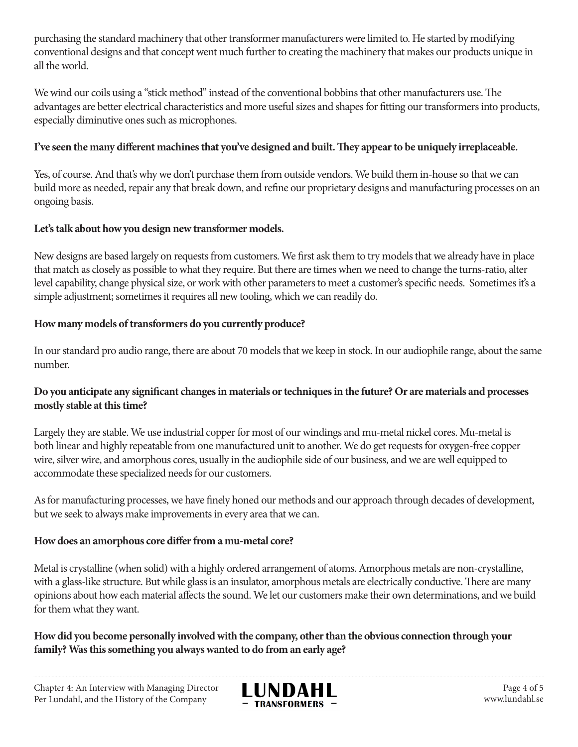purchasing the standard machinery that other transformer manufacturers were limited to. He started by modifying conventional designs and that concept went much further to creating the machinery that makes our products unique in all the world.

We wind our coils using a "stick method" instead of the conventional bobbins that other manufacturers use. The advantages are better electrical characteristics and more useful sizes and shapes for fitting our transformers into products, especially diminutive ones such as microphones.

**I've seen the many different machines that you've designed and built. They appear to be uniquely irreplaceable.**

Yes, of course. And that's why we don't purchase them from outside vendors. We build them in-house so that we can build more as needed, repair any that break down, and refine our proprietary designs and manufacturing processes on an ongoing basis.

**Let's talk about how you design new transformer models.**

New designs are based largely on requests from customers. We first ask them to try models that we already have in place that match as closely as possible to what they require. But there are times when we need to change the turns-ratio, alter level capability, change physical size, or work with other parameters to meet a customer's specific needs. Sometimes it's a simple adjustment; sometimes it requires all new tooling, which we can readily do.

**How many models of transformers do you currently produce?**

In our standard pro audio range, there are about 70 models that we keep in stock. In our audiophile range, about the same number.

**Do you anticipate any significant changes in materials or techniques in the future? Or are materials and processes mostly stable at this time?**

Largely they are stable. We use industrial copper for most of our windings and mu-metal nickel cores. Mu-metal is both linear and highly repeatable from one manufactured unit to another. We do get requests for oxygen-free copper wire, silver wire, and amorphous cores, usually in the audiophile side of our business, and we are well equipped to accommodate these specialized needs for our customers.

As for manufacturing processes, we have finely honed our methods and our approach through decades of development, but we seek to always make improvements in every area that we can.

**How does an amorphous core differ from a mu-metal core?**

Metal is crystalline (when solid) with a highly ordered arrangement of atoms. Amorphous metals are non-crystalline, with a glass-like structure. But while glass is an insulator, amorphous metals are electrically conductive. There are many opinions about how each material affects the sound. We let our customers make their own determinations, and we build for them what they want.

**How did you become personally involved with the company, other than the obvious connection through your family? Was this something you always wanted to do from an early age?**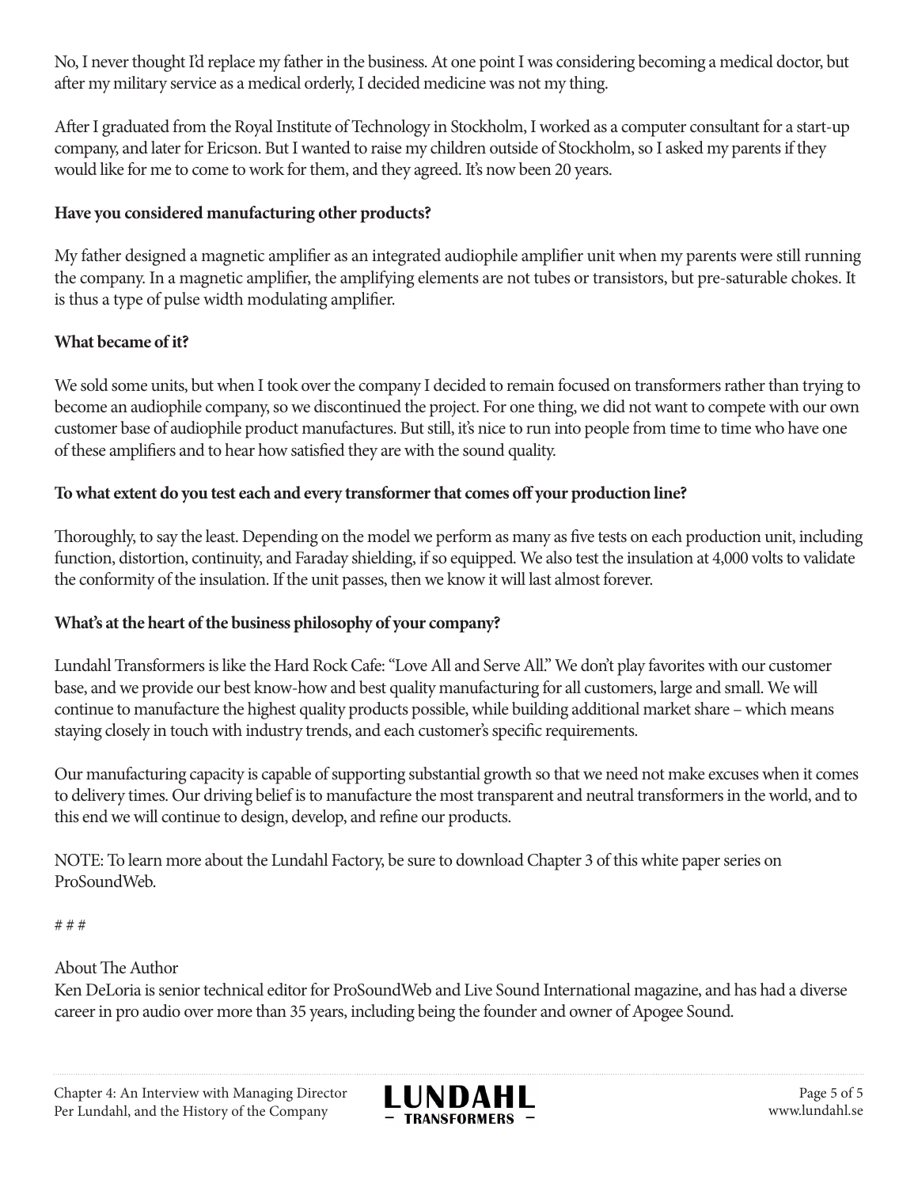No, I never thought I'd replace my father in the business. At one point I was considering becoming a medical doctor, but after my military service as a medical orderly, I decided medicine was not my thing.

After I graduated from the Royal Institute of Technology in Stockholm, I worked as a computer consultant for a start-up company, and later for Ericson. But I wanted to raise my children outside of Stockholm, so I asked my parents if they would like for me to come to work for them, and they agreed. It's now been 20 years.

**Have you considered manufacturing other products?**

My father designed a magnetic amplifier as an integrated audiophile amplifier unit when my parents were still running the company. In a magnetic amplifier, the amplifying elements are not tubes or transistors, but pre-saturable chokes. It is thus a type of pulse width modulating amplifier.

**What became of it?**

We sold some units, but when I took over the company I decided to remain focused on transformers rather than trying to become an audiophile company, so we discontinued the project. For one thing, we did not want to compete with our own customer base of audiophile product manufactures. But still, it's nice to run into people from time to time who have one of these amplifiers and to hear how satisfied they are with the sound quality.

**To what extent do you test each and every transformer that comes off your production line?**

Thoroughly, to say the least. Depending on the model we perform as many as five tests on each production unit, including function, distortion, continuity, and Faraday shielding, if so equipped. We also test the insulation at 4,000 volts to validate the conformity of the insulation. If the unit passes, then we know it will last almost forever.

**What's at the heart of the business philosophy of your company?**

Lundahl Transformers is like the Hard Rock Cafe: "Love All and Serve All." We don't play favorites with our customer base, and we provide our best know-how and best quality manufacturing for all customers, large and small. We will continue to manufacture the highest quality products possible, while building additional market share – which means staying closely in touch with industry trends, and each customer's specific requirements.

Our manufacturing capacity is capable of supporting substantial growth so that we need not make excuses when it comes to delivery times. Our driving belief is to manufacture the most transparent and neutral transformers in the world, and to this end we will continue to design, develop, and refine our products.

NOTE: To learn more about the Lundahl Factory, be sure to download Chapter 3 of this white paper series on ProSoundWeb.

# # #

About The Author

Ken DeLoria is senior technical editor for ProSoundWeb and Live Sound International magazine, and has had a diverse career in pro audio over more than 35 years, including being the founder and owner of Apogee Sound.